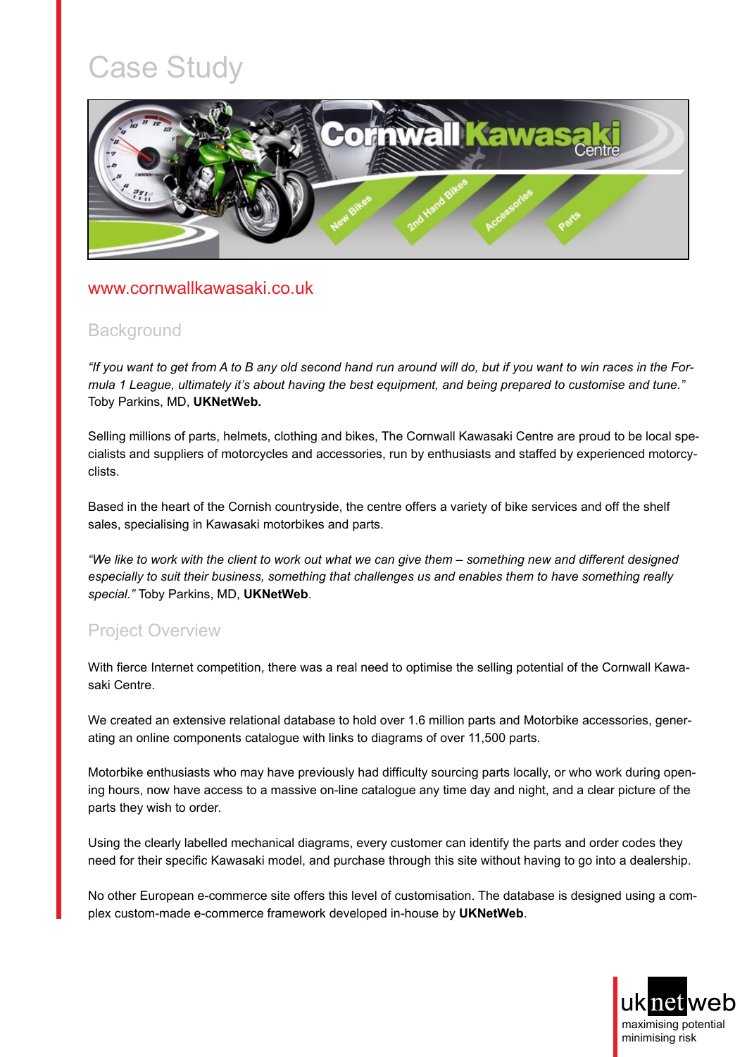# Case Study

www.cornwallkawasaki.co.uk

## Background

*"If you want to get from A to B any old second hand run around will do, but if you want to win races in the Formula 1 League, ultimately it's about having the best equipment, and being prepared to customise and tune."* Toby Parkins, MD, **UKNetWeb.**

Selling millions of parts, helmets, clothing and bikes, The Cornwall Kawasaki Centre are proud to be local specialists and suppliers of motorcycles and accessories, run by enthusiasts and staffed by experienced motorcyclists.

Based in the heart of the Cornish countryside, the centre offers a variety of bike services and off the shelf sales, specialising in Kawasaki motorbikes and parts.

*"We like to work with the client to work out what we can give them – something new and different designed especially to suit their business, something that challenges us and enables them to have something really special."* Toby Parkins, MD, **UKNetWeb**.

## Project Overview

With fierce Internet competition, there was a real need to optimise the selling potential of the Cornwall Kawasaki Centre.

We created an extensive relational database to hold over 1.6 million parts and Motorbike accessories, generating an online components catalogue with links to diagrams of over 11,500 parts.

Motorbike enthusiasts who may have previously had difficulty sourcing parts locally, or who work during opening hours, now have access to a massive on-line catalogue any time day and night, and a clear picture of the parts they wish to order.

Using the clearly labelled mechanical diagrams, every customer can identify the parts and order codes they need for their specific Kawasaki model, and purchase through this site without having to go into a dealership.

No other European e-commerce site offers this level of customisation. The database is designed using a complex custom-made e-commerce framework developed in-house by **UKNetWeb**.

uknetweb
maximising potential
minimising risk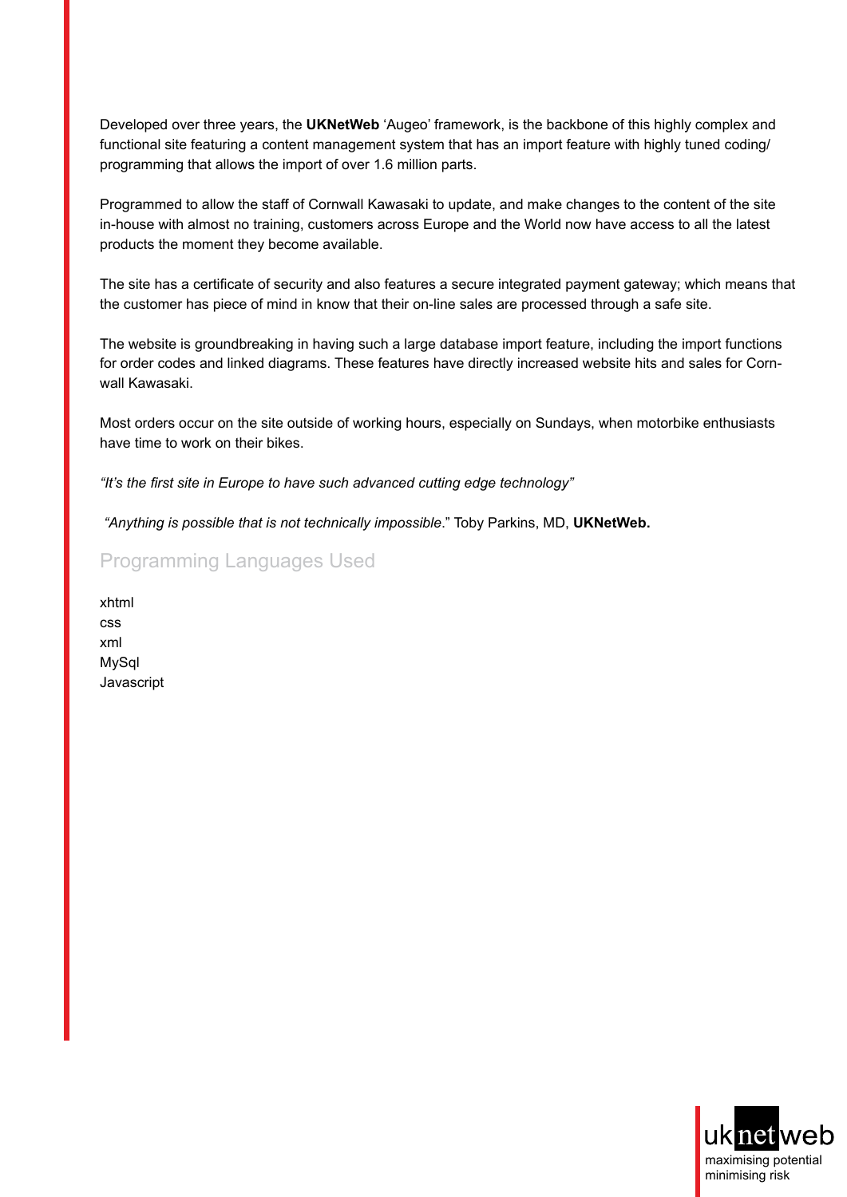Developed over three years, the **UKNetWeb** 'Augeo' framework, is the backbone of this highly complex and functional site featuring a content management system that has an import feature with highly tuned coding/programming that allows the import of over 1.6 million parts.

Programmed to allow the staff of Cornwall Kawasaki to update, and make changes to the content of the site in-house with almost no training, customers across Europe and the World now have access to all the latest products the moment they become available.

The site has a certificate of security and also features a secure integrated payment gateway; which means that the customer has piece of mind in know that their on-line sales are processed through a safe site.

The website is groundbreaking in having such a large database import feature, including the import functions for order codes and linked diagrams. These features have directly increased website hits and sales for Cornwall Kawasaki.

Most orders occur on the site outside of working hours, especially on Sundays, when motorbike enthusiasts have time to work on their bikes.

*"It's the first site in Europe to have such advanced cutting edge technology"*

*"Anything is possible that is not technically impossible*." Toby Parkins, MD, **UKNetWeb.**

## Programming Languages Used

xhtml
css
xml
MySql
Javascript

uknetweb
maximising potential
minimising risk